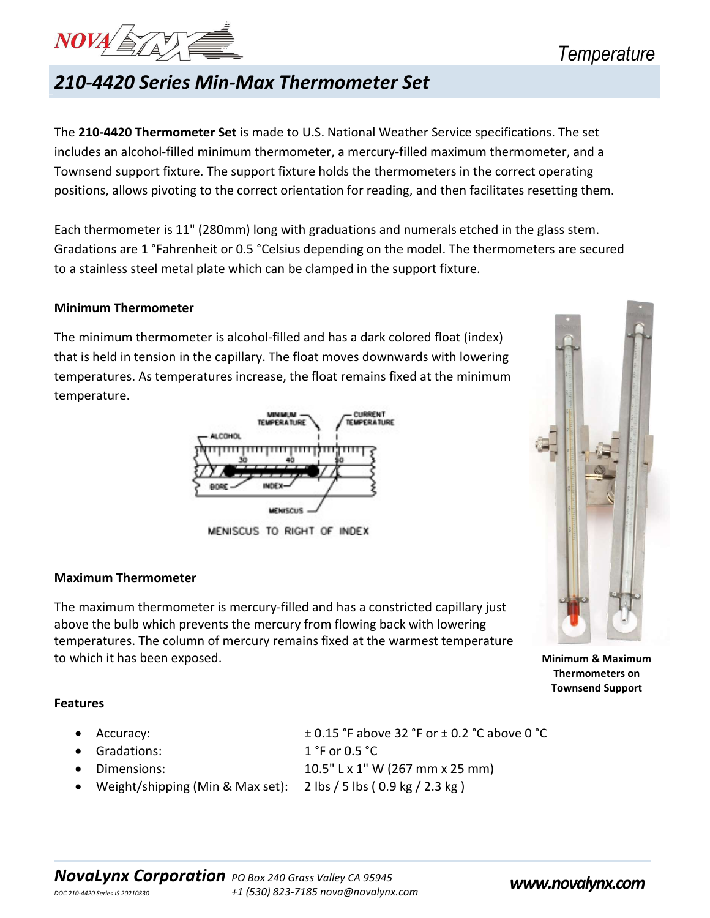# 210-4420 Series Min-Max Thermometer Set

The **210-4420 Thermometer Set** is made to U.S. National Weather Service specifications. The set includes an alcohol-filled minimum thermometer, a mercury-filled maximum thermometer, and a Townsend support fixture. The support fixture holds the thermometers in the correct operating positions, allows pivoting to the correct orientation for reading, and then facilitates resetting them.

Each thermometer is 11" (280mm) long with graduations and numerals etched in the glass stem. Gradations are 1 °Fahrenheit or 0.5 °Celsius depending on the model. The thermometers are secured to a stainless steel metal plate which can be clamped in the support fixture.

### Minimum Thermometer

The minimum thermometer is alcohol-filled and has a dark colored float (index) that is held in tension in the capillary. The float moves downwards with lowering temperatures. As temperatures increase, the float remains fixed at the minimum temperature.

MENISCUS TO RIGHT OF INDEX

### Maximum Thermometer

The maximum thermometer is mercury-filled and has a constricted capillary just above the bulb which prevents the mercury from flowing back with lowering temperatures. The column of mercury remains fixed at the warmest temperature to which it has been exposed.

**Minimum & Maximum Thermometers on Townsend Support**

### Features

- Accuracy: ± 0.15 °F above 32 °F or ± 0.2 °C above 0 °C
- Gradations: 1 °F or 0.5 °C
- Dimensions: 10.5" L x 1" W (267 mm x 25 mm)
- Weight/shipping (Min & Max set): 2 lbs / 5 lbs ( 0.9 kg / 2.3 kg )

**NovaLynx Corporation** *PO Box 240 Grass Valley CA 95945*
*+1 (530) 823-7185 nova@novalynx.com*

***www.novalynx.com***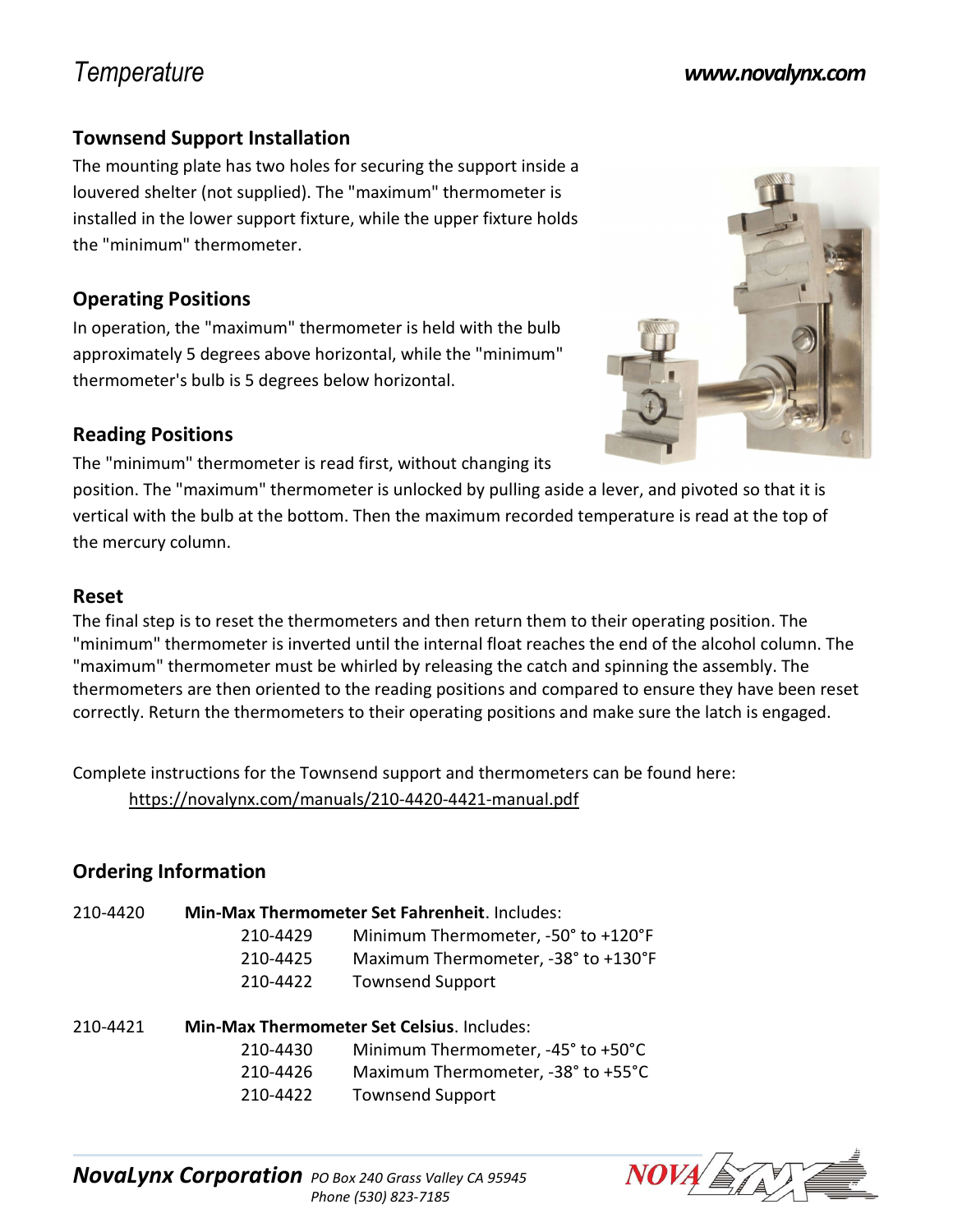## Townsend Support Installation

The mounting plate has two holes for securing the support inside a louvered shelter (not supplied). The "maximum" thermometer is installed in the lower support fixture, while the upper fixture holds the "minimum" thermometer.

## Operating Positions

In operation, the "maximum" thermometer is held with the bulb approximately 5 degrees above horizontal, while the "minimum" thermometer's bulb is 5 degrees below horizontal.

## Reading Positions

The "minimum" thermometer is read first, without changing its position. The "maximum" thermometer is unlocked by pulling aside a lever, and pivoted so that it is vertical with the bulb at the bottom. Then the maximum recorded temperature is read at the top of the mercury column.

## Reset

The final step is to reset the thermometers and then return them to their operating position. The "minimum" thermometer is inverted until the internal float reaches the end of the alcohol column. The "maximum" thermometer must be whirled by releasing the catch and spinning the assembly. The thermometers are then oriented to the reading positions and compared to ensure they have been reset correctly. Return the thermometers to their operating positions and make sure the latch is engaged.

Complete instructions for the Townsend support and thermometers can be found here:

https://novalynx.com/manuals/210-4420-4421-manual.pdf

## Ordering Information

| | | | |
|---|---|---|---|
| 210-4420 | **Min-Max Thermometer Set Fahrenheit**. Includes: | | |
| | | 210-4429 | Minimum Thermometer, -50° to +120°F |
| | | 210-4425 | Maximum Thermometer, -38° to +130°F |
| | | 210-4422 | Townsend Support |
| 210-4421 | **Min-Max Thermometer Set Celsius**. Includes: | | |
| | | 210-4430 | Minimum Thermometer, -45° to +50°C |
| | | 210-4426 | Maximum Thermometer, -38° to +55°C |
| | | 210-4422 | Townsend Support |

***NovaLynx Corporation*** *PO Box 240 Grass Valley CA 95945*
*Phone (530) 823-7185*